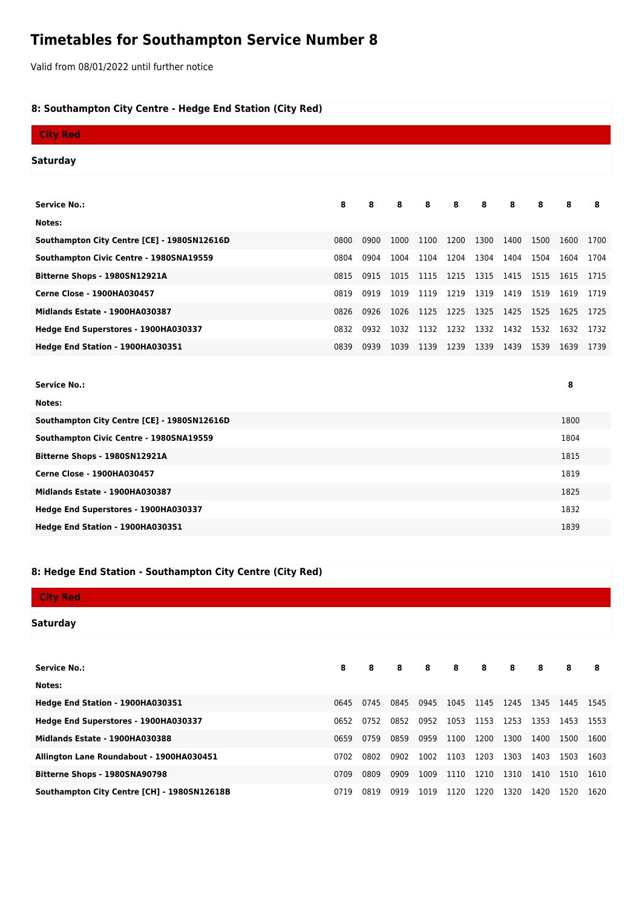# Timetables for Southampton Service Number 8

Valid from 08/01/2022 until further notice

### 8: Southampton City Centre - Hedge End Station (City Red)

**City Red**

**Saturday**

| Service No.: | 8 | 8 | 8 | 8 | 8 | 8 | 8 | 8 | 8 | 8 |
|---|---|---|---|---|---|---|---|---|---|---|
| Notes: | | | | | | | | | | |
| Southampton City Centre [CE] - 1980SN12616D | 0800 | 0900 | 1000 | 1100 | 1200 | 1300 | 1400 | 1500 | 1600 | 1700 |
| Southampton Civic Centre - 1980SNA19559 | 0804 | 0904 | 1004 | 1104 | 1204 | 1304 | 1404 | 1504 | 1604 | 1704 |
| Bitterne Shops - 1980SN12921A | 0815 | 0915 | 1015 | 1115 | 1215 | 1315 | 1415 | 1515 | 1615 | 1715 |
| Cerne Close - 1900HA030457 | 0819 | 0919 | 1019 | 1119 | 1219 | 1319 | 1419 | 1519 | 1619 | 1719 |
| Midlands Estate - 1900HA030387 | 0826 | 0926 | 1026 | 1125 | 1225 | 1325 | 1425 | 1525 | 1625 | 1725 |
| Hedge End Superstores - 1900HA030337 | 0832 | 0932 | 1032 | 1132 | 1232 | 1332 | 1432 | 1532 | 1632 | 1732 |
| Hedge End Station - 1900HA030351 | 0839 | 0939 | 1039 | 1139 | 1239 | 1339 | 1439 | 1539 | 1639 | 1739 |

| Service No.: | 8 |
|---|---|
| Notes: | |
| Southampton City Centre [CE] - 1980SN12616D | 1800 |
| Southampton Civic Centre - 1980SNA19559 | 1804 |
| Bitterne Shops - 1980SN12921A | 1815 |
| Cerne Close - 1900HA030457 | 1819 |
| Midlands Estate - 1900HA030387 | 1825 |
| Hedge End Superstores - 1900HA030337 | 1832 |
| Hedge End Station - 1900HA030351 | 1839 |

### 8: Hedge End Station - Southampton City Centre (City Red)

**City Red**

**Saturday**

| Service No.: | 8 | 8 | 8 | 8 | 8 | 8 | 8 | 8 | 8 | 8 |
|---|---|---|---|---|---|---|---|---|---|---|
| Notes: | | | | | | | | | | |
| Hedge End Station - 1900HA030351 | 0645 | 0745 | 0845 | 0945 | 1045 | 1145 | 1245 | 1345 | 1445 | 1545 |
| Hedge End Superstores - 1900HA030337 | 0652 | 0752 | 0852 | 0952 | 1053 | 1153 | 1253 | 1353 | 1453 | 1553 |
| Midlands Estate - 1900HA030388 | 0659 | 0759 | 0859 | 0959 | 1100 | 1200 | 1300 | 1400 | 1500 | 1600 |
| Allington Lane Roundabout - 1900HA030451 | 0702 | 0802 | 0902 | 1002 | 1103 | 1203 | 1303 | 1403 | 1503 | 1603 |
| Bitterne Shops - 1980SNA90798 | 0709 | 0809 | 0909 | 1009 | 1110 | 1210 | 1310 | 1410 | 1510 | 1610 |
| Southampton City Centre [CH] - 1980SN12618B | 0719 | 0819 | 0919 | 1019 | 1120 | 1220 | 1320 | 1420 | 1520 | 1620 |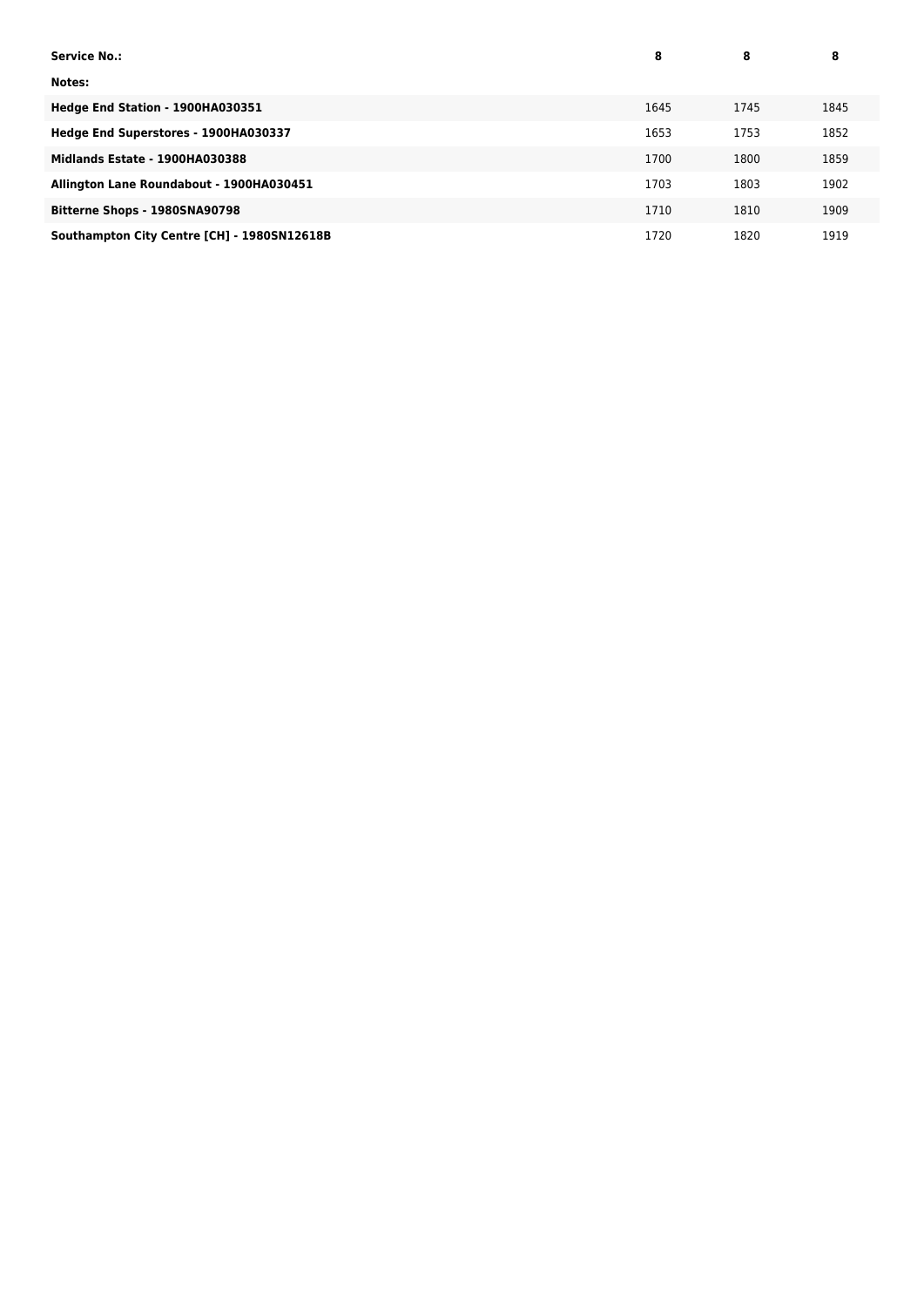| | | | |
|---|---|---|---|
| **Service No.:** | **8** | **8** | **8** |
| **Notes:** | | | |
| **Hedge End Station - 1900HA030351** | 1645 | 1745 | 1845 |
| **Hedge End Superstores - 1900HA030337** | 1653 | 1753 | 1852 |
| **Midlands Estate - 1900HA030388** | 1700 | 1800 | 1859 |
| **Allington Lane Roundabout - 1900HA030451** | 1703 | 1803 | 1902 |
| **Bitterne Shops - 1980SNA90798** | 1710 | 1810 | 1909 |
| **Southampton City Centre [CH] - 1980SN12618B** | 1720 | 1820 | 1919 |